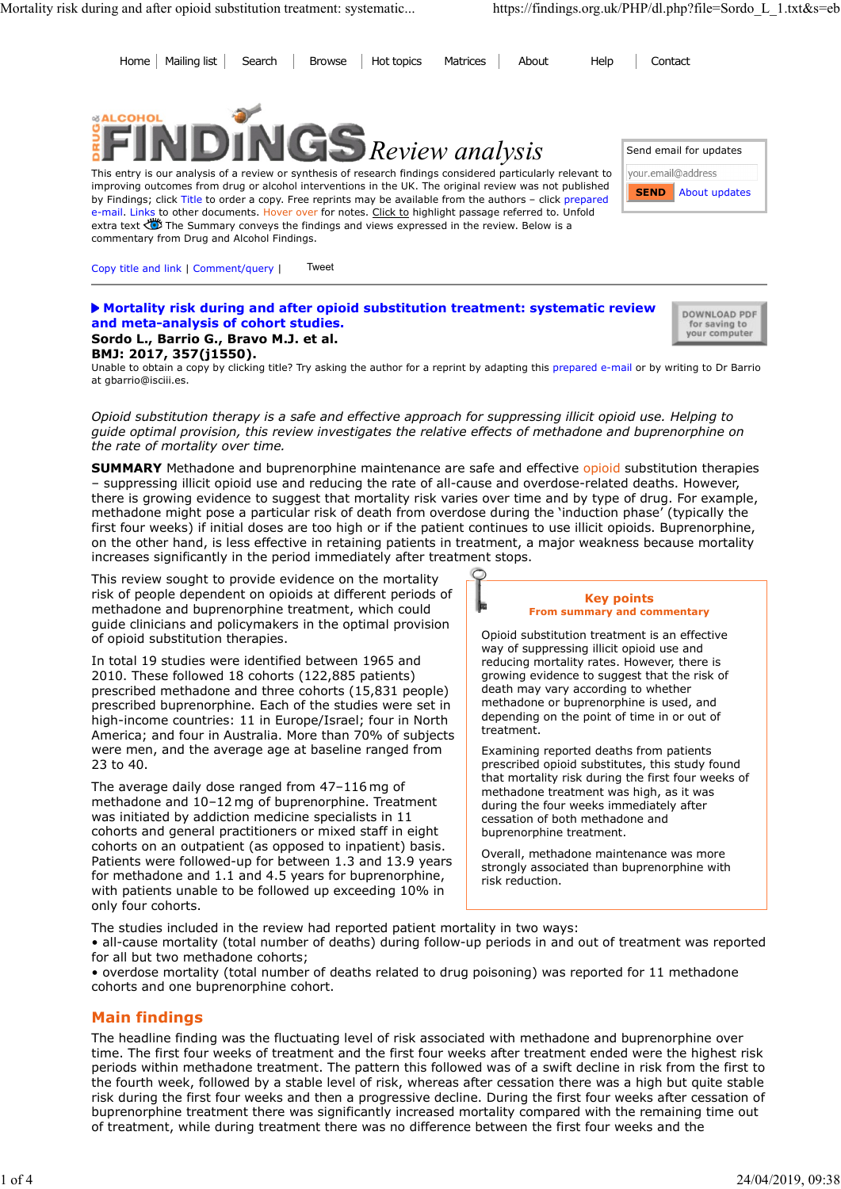Home | Mailing list | Search | Browse | Hot topics | Matrices | About | Help | Contact

# DRUG & ALCOHOL FINDINGS *Review analysis*

This entry is our analysis of a review or synthesis of research findings considered particularly relevant to improving outcomes from drug or alcohol interventions in the UK. The original review was not published by Findings; click Title to order a copy. Free reprints may be available from the authors – click prepared e-mail. Links to other documents. Hover over for notes. Click to highlight passage referred to. Unfold extra text The Summary conveys the findings and views expressed in the review. Below is a commentary from Drug and Alcohol Findings.

Send email for updates

your.email@address

SEND About updates

Copy title and link | Comment/query | Tweet

## Mortality risk during and after opioid substitution treatment: systematic review and meta-analysis of cohort studies.

**Sordo L., Barrio G., Bravo M.J. et al.**
**BMJ: 2017, 357(j1550).**

DOWNLOAD PDF for saving to your computer

Unable to obtain a copy by clicking title? Try asking the author for a reprint by adapting this prepared e-mail or by writing to Dr Barrio at gbarrio@isciii.es.

*Opioid substitution therapy is a safe and effective approach for suppressing illicit opioid use. Helping to guide optimal provision, this review investigates the relative effects of methadone and buprenorphine on the rate of mortality over time.*

**SUMMARY** Methadone and buprenorphine maintenance are safe and effective opioid substitution therapies – suppressing illicit opioid use and reducing the rate of all-cause and overdose-related deaths. However, there is growing evidence to suggest that mortality risk varies over time and by type of drug. For example, methadone might pose a particular risk of death from overdose during the 'induction phase' (typically the first four weeks) if initial doses are too high or if the patient continues to use illicit opioids. Buprenorphine, on the other hand, is less effective in retaining patients in treatment, a major weakness because mortality increases significantly in the period immediately after treatment stops.

This review sought to provide evidence on the mortality risk of people dependent on opioids at different periods of methadone and buprenorphine treatment, which could guide clinicians and policymakers in the optimal provision of opioid substitution therapies.

In total 19 studies were identified between 1965 and 2010. These followed 18 cohorts (122,885 patients) prescribed methadone and three cohorts (15,831 people) prescribed buprenorphine. Each of the studies were set in high-income countries: 11 in Europe/Israel; four in North America; and four in Australia. More than 70% of subjects were men, and the average age at baseline ranged from 23 to 40.

The average daily dose ranged from 47–116 mg of methadone and 10–12 mg of buprenorphine. Treatment was initiated by addiction medicine specialists in 11 cohorts and general practitioners or mixed staff in eight cohorts on an outpatient (as opposed to inpatient) basis. Patients were followed-up for between 1.3 and 13.9 years for methadone and 1.1 and 4.5 years for buprenorphine, with patients unable to be followed up exceeding 10% in only four cohorts.

> **Key points**
> **From summary and commentary**
>
> Opioid substitution treatment is an effective way of suppressing illicit opioid use and reducing mortality rates. However, there is growing evidence to suggest that the risk of death may vary according to whether methadone or buprenorphine is used, and depending on the point of time in or out of treatment.
>
> Examining reported deaths from patients prescribed opioid substitutes, this study found that mortality risk during the first four weeks of methadone treatment was high, as it was during the four weeks immediately after cessation of both methadone and buprenorphine treatment.
>
> Overall, methadone maintenance was more strongly associated than buprenorphine with risk reduction.

The studies included in the review had reported patient mortality in two ways:

- all-cause mortality (total number of deaths) during follow-up periods in and out of treatment was reported for all but two methadone cohorts;
- overdose mortality (total number of deaths related to drug poisoning) was reported for 11 methadone cohorts and one buprenorphine cohort.

## Main findings

The headline finding was the fluctuating level of risk associated with methadone and buprenorphine over time. The first four weeks of treatment and the first four weeks after treatment ended were the highest risk periods within methadone treatment. The pattern this followed was of a swift decline in risk from the first to the fourth week, followed by a stable level of risk, whereas after cessation there was a high but quite stable risk during the first four weeks and then a progressive decline. During the first four weeks after cessation of buprenorphine treatment there was significantly increased mortality compared with the remaining time out of treatment, while during treatment there was no difference between the first four weeks and the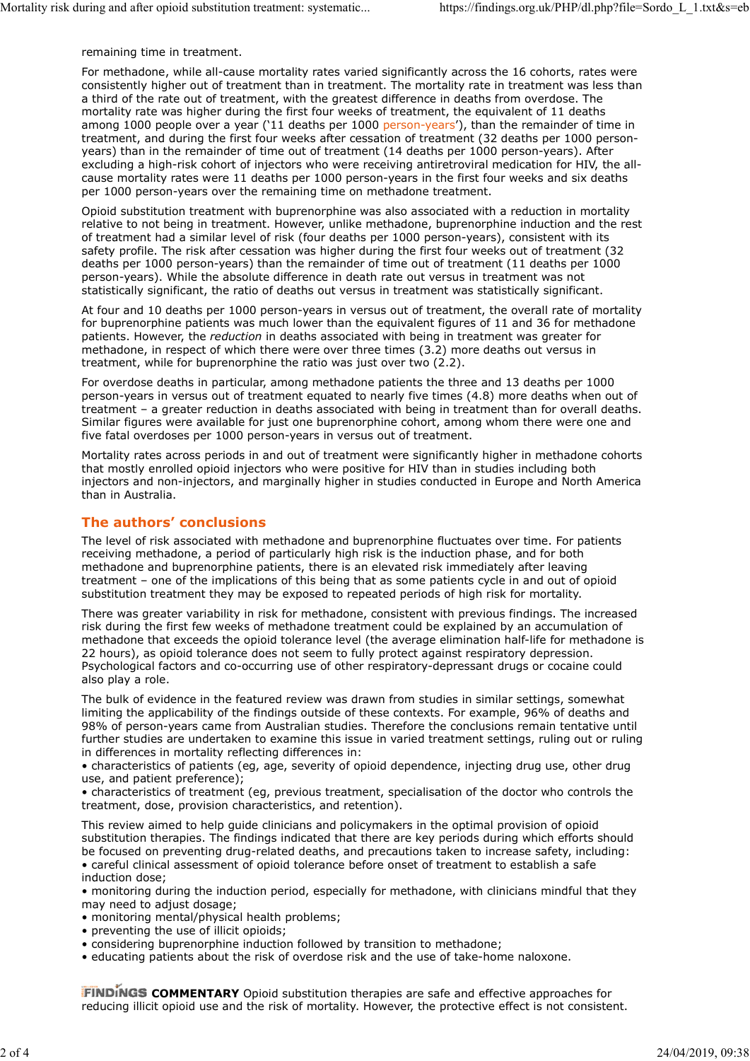remaining time in treatment.

For methadone, while all-cause mortality rates varied significantly across the 16 cohorts, rates were consistently higher out of treatment than in treatment. The mortality rate in treatment was less than a third of the rate out of treatment, with the greatest difference in deaths from overdose. The mortality rate was higher during the first four weeks of treatment, the equivalent of 11 deaths among 1000 people over a year ('11 deaths per 1000 person-years'), than the remainder of time in treatment, and during the first four weeks after cessation of treatment (32 deaths per 1000 person-years) than in the remainder of time out of treatment (14 deaths per 1000 person-years). After excluding a high-risk cohort of injectors who were receiving antiretroviral medication for HIV, the all-cause mortality rates were 11 deaths per 1000 person-years in the first four weeks and six deaths per 1000 person-years over the remaining time on methadone treatment.

Opioid substitution treatment with buprenorphine was also associated with a reduction in mortality relative to not being in treatment. However, unlike methadone, buprenorphine induction and the rest of treatment had a similar level of risk (four deaths per 1000 person-years), consistent with its safety profile. The risk after cessation was higher during the first four weeks out of treatment (32 deaths per 1000 person-years) than the remainder of time out of treatment (11 deaths per 1000 person-years). While the absolute difference in death rate out versus in treatment was not statistically significant, the ratio of deaths out versus in treatment was statistically significant.

At four and 10 deaths per 1000 person-years in versus out of treatment, the overall rate of mortality for buprenorphine patients was much lower than the equivalent figures of 11 and 36 for methadone patients. However, the *reduction* in deaths associated with being in treatment was greater for methadone, in respect of which there were over three times (3.2) more deaths out versus in treatment, while for buprenorphine the ratio was just over two (2.2).

For overdose deaths in particular, among methadone patients the three and 13 deaths per 1000 person-years in versus out of treatment equated to nearly five times (4.8) more deaths when out of treatment – a greater reduction in deaths associated with being in treatment than for overall deaths. Similar figures were available for just one buprenorphine cohort, among whom there were one and five fatal overdoses per 1000 person-years in versus out of treatment.

Mortality rates across periods in and out of treatment were significantly higher in methadone cohorts that mostly enrolled opioid injectors who were positive for HIV than in studies including both injectors and non-injectors, and marginally higher in studies conducted in Europe and North America than in Australia.

## The authors' conclusions

The level of risk associated with methadone and buprenorphine fluctuates over time. For patients receiving methadone, a period of particularly high risk is the induction phase, and for both methadone and buprenorphine patients, there is an elevated risk immediately after leaving treatment – one of the implications of this being that as some patients cycle in and out of opioid substitution treatment they may be exposed to repeated periods of high risk for mortality.

There was greater variability in risk for methadone, consistent with previous findings. The increased risk during the first few weeks of methadone treatment could be explained by an accumulation of methadone that exceeds the opioid tolerance level (the average elimination half-life for methadone is 22 hours), as opioid tolerance does not seem to fully protect against respiratory depression. Psychological factors and co-occurring use of other respiratory-depressant drugs or cocaine could also play a role.

The bulk of evidence in the featured review was drawn from studies in similar settings, somewhat limiting the applicability of the findings outside of these contexts. For example, 96% of deaths and 98% of person-years came from Australian studies. Therefore the conclusions remain tentative until further studies are undertaken to examine this issue in varied treatment settings, ruling out or ruling in differences in mortality reflecting differences in:

- characteristics of patients (eg, age, severity of opioid dependence, injecting drug use, other drug use, and patient preference);
- characteristics of treatment (eg, previous treatment, specialisation of the doctor who controls the treatment, dose, provision characteristics, and retention).

This review aimed to help guide clinicians and policymakers in the optimal provision of opioid substitution therapies. The findings indicated that there are key periods during which efforts should be focused on preventing drug-related deaths, and precautions taken to increase safety, including:

- careful clinical assessment of opioid tolerance before onset of treatment to establish a safe induction dose;
- monitoring during the induction period, especially for methadone, with clinicians mindful that they may need to adjust dosage;
- monitoring mental/physical health problems;
- preventing the use of illicit opioids;
- considering buprenorphine induction followed by transition to methadone;
- educating patients about the risk of overdose risk and the use of take-home naloxone.

**FINDINGS COMMENTARY** Opioid substitution therapies are safe and effective approaches for reducing illicit opioid use and the risk of mortality. However, the protective effect is not consistent.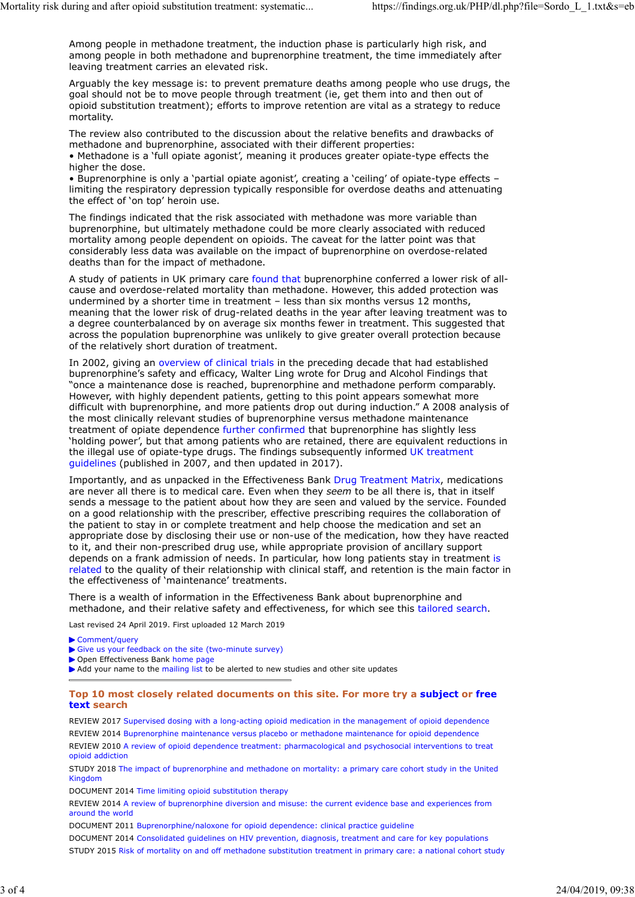Among people in methadone treatment, the induction phase is particularly high risk, and among people in both methadone and buprenorphine treatment, the time immediately after leaving treatment carries an elevated risk.

Arguably the key message is: to prevent premature deaths among people who use drugs, the goal should not be to move people through treatment (ie, get them into and then out of opioid substitution treatment); efforts to improve retention are vital as a strategy to reduce mortality.

The review also contributed to the discussion about the relative benefits and drawbacks of methadone and buprenorphine, associated with their different properties:

- Methadone is a 'full opiate agonist', meaning it produces greater opiate-type effects the higher the dose.
- Buprenorphine is only a 'partial opiate agonist', creating a 'ceiling' of opiate-type effects – limiting the respiratory depression typically responsible for overdose deaths and attenuating the effect of 'on top' heroin use.

The findings indicated that the risk associated with methadone was more variable than buprenorphine, but ultimately methadone could be more clearly associated with reduced mortality among people dependent on opioids. The caveat for the latter point was that considerably less data was available on the impact of buprenorphine on overdose-related deaths than for the impact of methadone.

A study of patients in UK primary care found that buprenorphine conferred a lower risk of all-cause and overdose-related mortality than methadone. However, this added protection was undermined by a shorter time in treatment – less than six months versus 12 months, meaning that the lower risk of drug-related deaths in the year after leaving treatment was to a degree counterbalanced by on average six months fewer in treatment. This suggested that across the population buprenorphine was unlikely to give greater overall protection because of the relatively short duration of treatment.

In 2002, giving an overview of clinical trials in the preceding decade that had established buprenorphine's safety and efficacy, Walter Ling wrote for Drug and Alcohol Findings that "once a maintenance dose is reached, buprenorphine and methadone perform comparably. However, with highly dependent patients, getting to this point appears somewhat more difficult with buprenorphine, and more patients drop out during induction." A 2008 analysis of the most clinically relevant studies of buprenorphine versus methadone maintenance treatment of opiate dependence further confirmed that buprenorphine has slightly less 'holding power', but that among patients who are retained, there are equivalent reductions in the illegal use of opiate-type drugs. The findings subsequently informed UK treatment guidelines (published in 2007, and then updated in 2017).

Importantly, and as unpacked in the Effectiveness Bank Drug Treatment Matrix, medications are never all there is to medical care. Even when they *seem* to be all there is, that in itself sends a message to the patient about how they are seen and valued by the service. Founded on a good relationship with the prescriber, effective prescribing requires the collaboration of the patient to stay in or complete treatment and help choose the medication and set an appropriate dose by disclosing their use or non-use of the medication, how they have reacted to it, and their non-prescribed drug use, while appropriate provision of ancillary support depends on a frank admission of needs. In particular, how long patients stay in treatment is related to the quality of their relationship with clinical staff, and retention is the main factor in the effectiveness of 'maintenance' treatments.

There is a wealth of information in the Effectiveness Bank about buprenorphine and methadone, and their relative safety and effectiveness, for which see this tailored search.

Last revised 24 April 2019. First uploaded 12 March 2019

- ▶ Comment/query
- ▶ Give us your feedback on the site (two-minute survey)
- ▶ Open Effectiveness Bank home page
- ▶ Add your name to the mailing list to be alerted to new studies and other site updates

---

## Top 10 most closely related documents on this site. For more try a **subject** or **free text search**

REVIEW 2017 Supervised dosing with a long-acting opioid medication in the management of opioid dependence

REVIEW 2014 Buprenorphine maintenance versus placebo or methadone maintenance for opioid dependence

REVIEW 2010 A review of opioid dependence treatment: pharmacological and psychosocial interventions to treat opioid addiction

STUDY 2018 The impact of buprenorphine and methadone on mortality: a primary care cohort study in the United Kingdom

DOCUMENT 2014 Time limiting opioid substitution therapy

REVIEW 2014 A review of buprenorphine diversion and misuse: the current evidence base and experiences from around the world

DOCUMENT 2011 Buprenorphine/naloxone for opioid dependence: clinical practice guideline

DOCUMENT 2014 Consolidated guidelines on HIV prevention, diagnosis, treatment and care for key populations

STUDY 2015 Risk of mortality on and off methadone substitution treatment in primary care: a national cohort study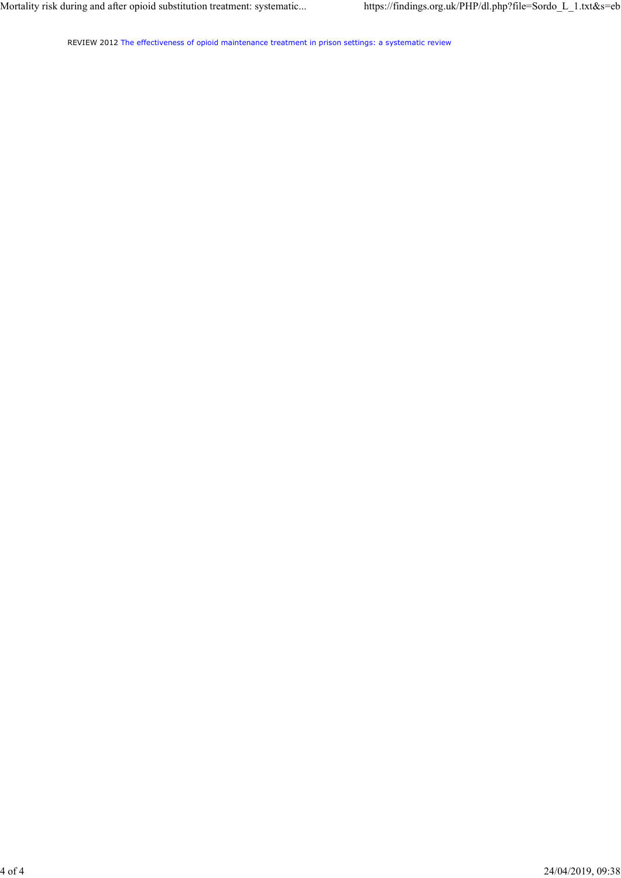REVIEW 2012 The effectiveness of opioid maintenance treatment in prison settings: a systematic review